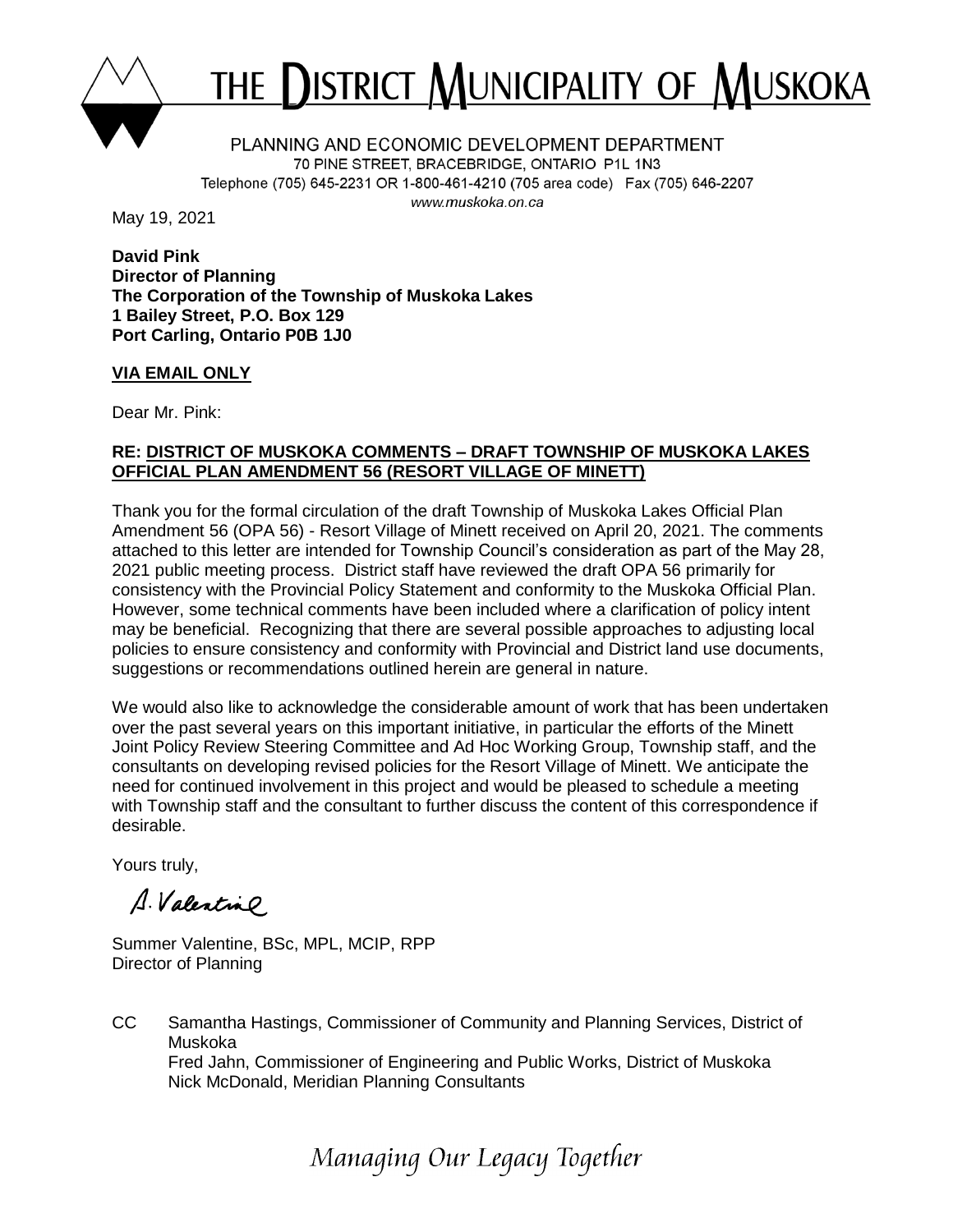# THE DISTRICT MUNICIPALITY OF MUSKOKA

PLANNING AND ECONOMIC DEVELOPMENT DEPARTMENT
70 PINE STREET, BRACEBRIDGE, ONTARIO P1L 1N3
Telephone (705) 645-2231 OR 1-800-461-4210 (705 area code) Fax (705) 646-2207
www.muskoka.on.ca

May 19, 2021

**David Pink**
**Director of Planning**
**The Corporation of the Township of Muskoka Lakes**
**1 Bailey Street, P.O. Box 129**
**Port Carling, Ontario P0B 1J0**

**VIA EMAIL ONLY**

Dear Mr. Pink:

**RE: DISTRICT OF MUSKOKA COMMENTS – DRAFT TOWNSHIP OF MUSKOKA LAKES OFFICIAL PLAN AMENDMENT 56 (RESORT VILLAGE OF MINETT)**

Thank you for the formal circulation of the draft Township of Muskoka Lakes Official Plan Amendment 56 (OPA 56) - Resort Village of Minett received on April 20, 2021. The comments attached to this letter are intended for Township Council's consideration as part of the May 28, 2021 public meeting process. District staff have reviewed the draft OPA 56 primarily for consistency with the Provincial Policy Statement and conformity to the Muskoka Official Plan. However, some technical comments have been included where a clarification of policy intent may be beneficial. Recognizing that there are several possible approaches to adjusting local policies to ensure consistency and conformity with Provincial and District land use documents, suggestions or recommendations outlined herein are general in nature.

We would also like to acknowledge the considerable amount of work that has been undertaken over the past several years on this important initiative, in particular the efforts of the Minett Joint Policy Review Steering Committee and Ad Hoc Working Group, Township staff, and the consultants on developing revised policies for the Resort Village of Minett. We anticipate the need for continued involvement in this project and would be pleased to schedule a meeting with Township staff and the consultant to further discuss the content of this correspondence if desirable.

Yours truly,

S. Valentine

Summer Valentine, BSc, MPL, MCIP, RPP
Director of Planning

CC Samantha Hastings, Commissioner of Community and Planning Services, District of Muskoka
Fred Jahn, Commissioner of Engineering and Public Works, District of Muskoka
Nick McDonald, Meridian Planning Consultants

*Managing Our Legacy Together*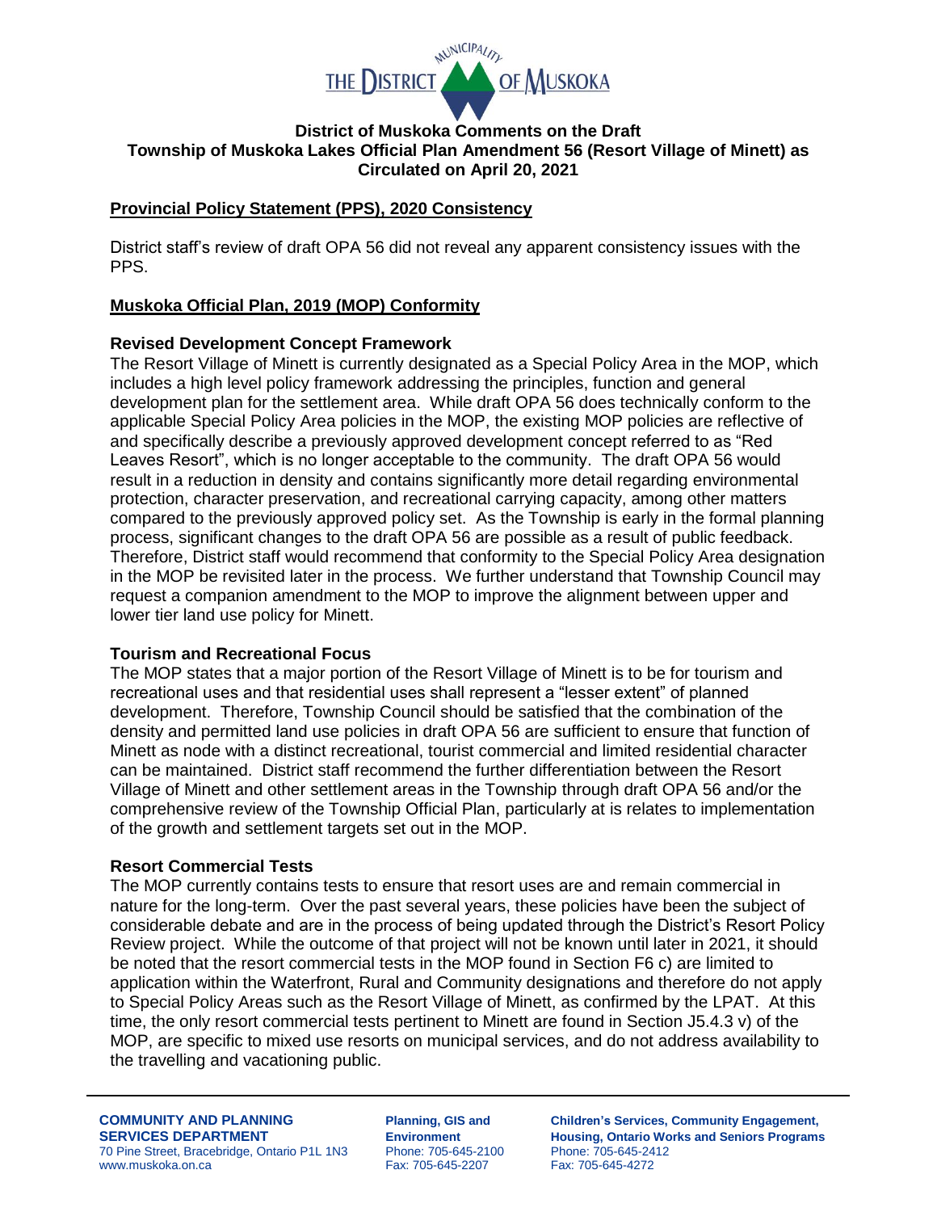# District of Muskoka Comments on the Draft Township of Muskoka Lakes Official Plan Amendment 56 (Resort Village of Minett) as Circulated on April 20, 2021

## Provincial Policy Statement (PPS), 2020 Consistency

District staff's review of draft OPA 56 did not reveal any apparent consistency issues with the PPS.

## Muskoka Official Plan, 2019 (MOP) Conformity

### Revised Development Concept Framework

The Resort Village of Minett is currently designated as a Special Policy Area in the MOP, which includes a high level policy framework addressing the principles, function and general development plan for the settlement area. While draft OPA 56 does technically conform to the applicable Special Policy Area policies in the MOP, the existing MOP policies are reflective of and specifically describe a previously approved development concept referred to as "Red Leaves Resort", which is no longer acceptable to the community. The draft OPA 56 would result in a reduction in density and contains significantly more detail regarding environmental protection, character preservation, and recreational carrying capacity, among other matters compared to the previously approved policy set. As the Township is early in the formal planning process, significant changes to the draft OPA 56 are possible as a result of public feedback. Therefore, District staff would recommend that conformity to the Special Policy Area designation in the MOP be revisited later in the process. We further understand that Township Council may request a companion amendment to the MOP to improve the alignment between upper and lower tier land use policy for Minett.

### Tourism and Recreational Focus

The MOP states that a major portion of the Resort Village of Minett is to be for tourism and recreational uses and that residential uses shall represent a "lesser extent" of planned development. Therefore, Township Council should be satisfied that the combination of the density and permitted land use policies in draft OPA 56 are sufficient to ensure that function of Minett as node with a distinct recreational, tourist commercial and limited residential character can be maintained. District staff recommend the further differentiation between the Resort Village of Minett and other settlement areas in the Township through draft OPA 56 and/or the comprehensive review of the Township Official Plan, particularly at is relates to implementation of the growth and settlement targets set out in the MOP.

### Resort Commercial Tests

The MOP currently contains tests to ensure that resort uses are and remain commercial in nature for the long-term. Over the past several years, these policies have been the subject of considerable debate and are in the process of being updated through the District's Resort Policy Review project. While the outcome of that project will not be known until later in 2021, it should be noted that the resort commercial tests in the MOP found in Section F6 c) are limited to application within the Waterfront, Rural and Community designations and therefore do not apply to Special Policy Areas such as the Resort Village of Minett, as confirmed by the LPAT. At this time, the only resort commercial tests pertinent to Minett are found in Section J5.4.3 v) of the MOP, are specific to mixed use resorts on municipal services, and do not address availability to the travelling and vacationing public.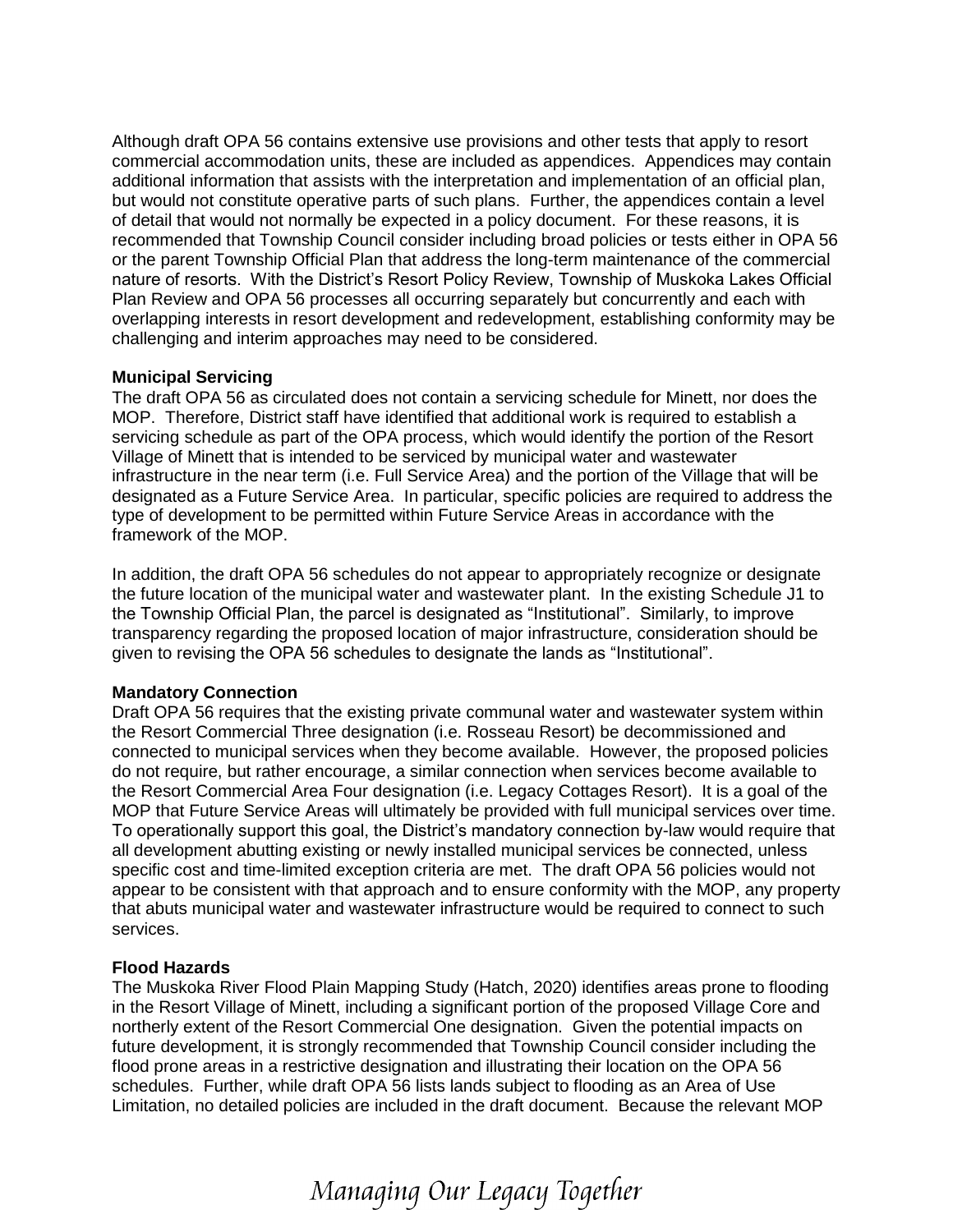Although draft OPA 56 contains extensive use provisions and other tests that apply to resort commercial accommodation units, these are included as appendices. Appendices may contain additional information that assists with the interpretation and implementation of an official plan, but would not constitute operative parts of such plans. Further, the appendices contain a level of detail that would not normally be expected in a policy document. For these reasons, it is recommended that Township Council consider including broad policies or tests either in OPA 56 or the parent Township Official Plan that address the long-term maintenance of the commercial nature of resorts. With the District's Resort Policy Review, Township of Muskoka Lakes Official Plan Review and OPA 56 processes all occurring separately but concurrently and each with overlapping interests in resort development and redevelopment, establishing conformity may be challenging and interim approaches may need to be considered.

**Municipal Servicing**

The draft OPA 56 as circulated does not contain a servicing schedule for Minett, nor does the MOP. Therefore, District staff have identified that additional work is required to establish a servicing schedule as part of the OPA process, which would identify the portion of the Resort Village of Minett that is intended to be serviced by municipal water and wastewater infrastructure in the near term (i.e. Full Service Area) and the portion of the Village that will be designated as a Future Service Area. In particular, specific policies are required to address the type of development to be permitted within Future Service Areas in accordance with the framework of the MOP.

In addition, the draft OPA 56 schedules do not appear to appropriately recognize or designate the future location of the municipal water and wastewater plant. In the existing Schedule J1 to the Township Official Plan, the parcel is designated as "Institutional". Similarly, to improve transparency regarding the proposed location of major infrastructure, consideration should be given to revising the OPA 56 schedules to designate the lands as "Institutional".

**Mandatory Connection**

Draft OPA 56 requires that the existing private communal water and wastewater system within the Resort Commercial Three designation (i.e. Rosseau Resort) be decommissioned and connected to municipal services when they become available. However, the proposed policies do not require, but rather encourage, a similar connection when services become available to the Resort Commercial Area Four designation (i.e. Legacy Cottages Resort). It is a goal of the MOP that Future Service Areas will ultimately be provided with full municipal services over time. To operationally support this goal, the District's mandatory connection by-law would require that all development abutting existing or newly installed municipal services be connected, unless specific cost and time-limited exception criteria are met. The draft OPA 56 policies would not appear to be consistent with that approach and to ensure conformity with the MOP, any property that abuts municipal water and wastewater infrastructure would be required to connect to such services.

**Flood Hazards**

The Muskoka River Flood Plain Mapping Study (Hatch, 2020) identifies areas prone to flooding in the Resort Village of Minett, including a significant portion of the proposed Village Core and northerly extent of the Resort Commercial One designation. Given the potential impacts on future development, it is strongly recommended that Township Council consider including the flood prone areas in a restrictive designation and illustrating their location on the OPA 56 schedules. Further, while draft OPA 56 lists lands subject to flooding as an Area of Use Limitation, no detailed policies are included in the draft document. Because the relevant MOP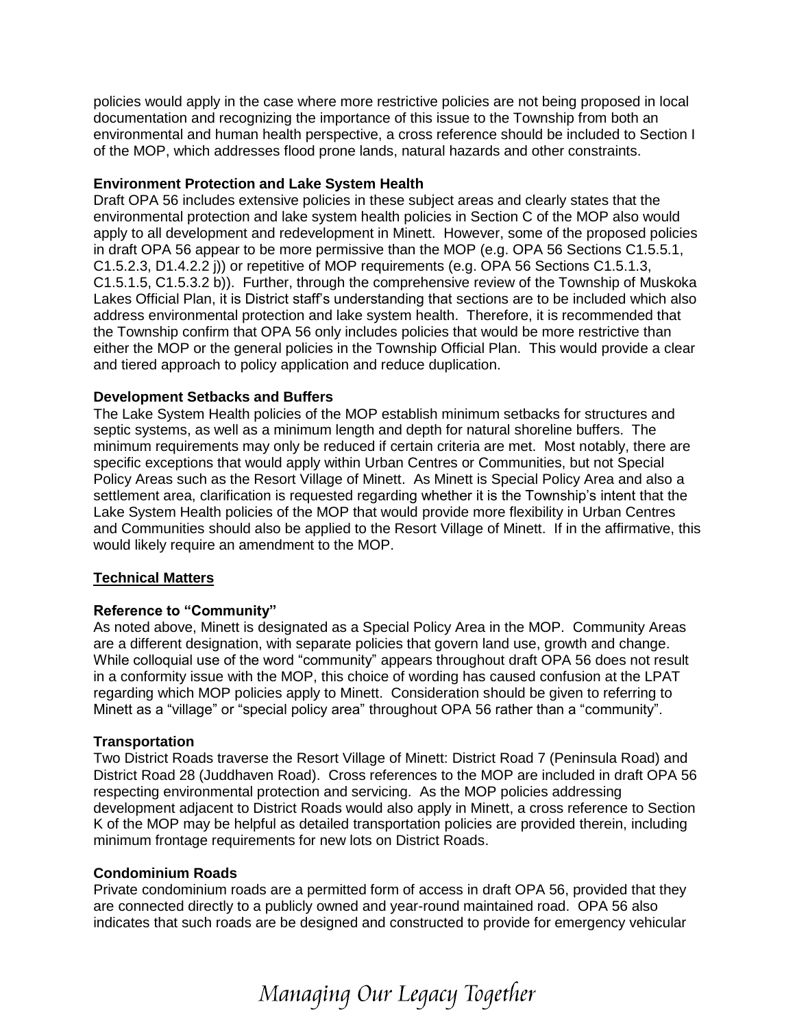policies would apply in the case where more restrictive policies are not being proposed in local documentation and recognizing the importance of this issue to the Township from both an environmental and human health perspective, a cross reference should be included to Section I of the MOP, which addresses flood prone lands, natural hazards and other constraints.

**Environment Protection and Lake System Health**
Draft OPA 56 includes extensive policies in these subject areas and clearly states that the environmental protection and lake system health policies in Section C of the MOP also would apply to all development and redevelopment in Minett. However, some of the proposed policies in draft OPA 56 appear to be more permissive than the MOP (e.g. OPA 56 Sections C1.5.5.1, C1.5.2.3, D1.4.2.2 j)) or repetitive of MOP requirements (e.g. OPA 56 Sections C1.5.1.3, C1.5.1.5, C1.5.3.2 b)). Further, through the comprehensive review of the Township of Muskoka Lakes Official Plan, it is District staff's understanding that sections are to be included which also address environmental protection and lake system health. Therefore, it is recommended that the Township confirm that OPA 56 only includes policies that would be more restrictive than either the MOP or the general policies in the Township Official Plan. This would provide a clear and tiered approach to policy application and reduce duplication.

**Development Setbacks and Buffers**
The Lake System Health policies of the MOP establish minimum setbacks for structures and septic systems, as well as a minimum length and depth for natural shoreline buffers. The minimum requirements may only be reduced if certain criteria are met. Most notably, there are specific exceptions that would apply within Urban Centres or Communities, but not Special Policy Areas such as the Resort Village of Minett. As Minett is Special Policy Area and also a settlement area, clarification is requested regarding whether it is the Township's intent that the Lake System Health policies of the MOP that would provide more flexibility in Urban Centres and Communities should also be applied to the Resort Village of Minett. If in the affirmative, this would likely require an amendment to the MOP.

**Technical Matters**

**Reference to "Community"**
As noted above, Minett is designated as a Special Policy Area in the MOP. Community Areas are a different designation, with separate policies that govern land use, growth and change. While colloquial use of the word "community" appears throughout draft OPA 56 does not result in a conformity issue with the MOP, this choice of wording has caused confusion at the LPAT regarding which MOP policies apply to Minett. Consideration should be given to referring to Minett as a "village" or "special policy area" throughout OPA 56 rather than a "community".

**Transportation**
Two District Roads traverse the Resort Village of Minett: District Road 7 (Peninsula Road) and District Road 28 (Juddhaven Road). Cross references to the MOP are included in draft OPA 56 respecting environmental protection and servicing. As the MOP policies addressing development adjacent to District Roads would also apply in Minett, a cross reference to Section K of the MOP may be helpful as detailed transportation policies are provided therein, including minimum frontage requirements for new lots on District Roads.

**Condominium Roads**
Private condominium roads are a permitted form of access in draft OPA 56, provided that they are connected directly to a publicly owned and year-round maintained road. OPA 56 also indicates that such roads are be designed and constructed to provide for emergency vehicular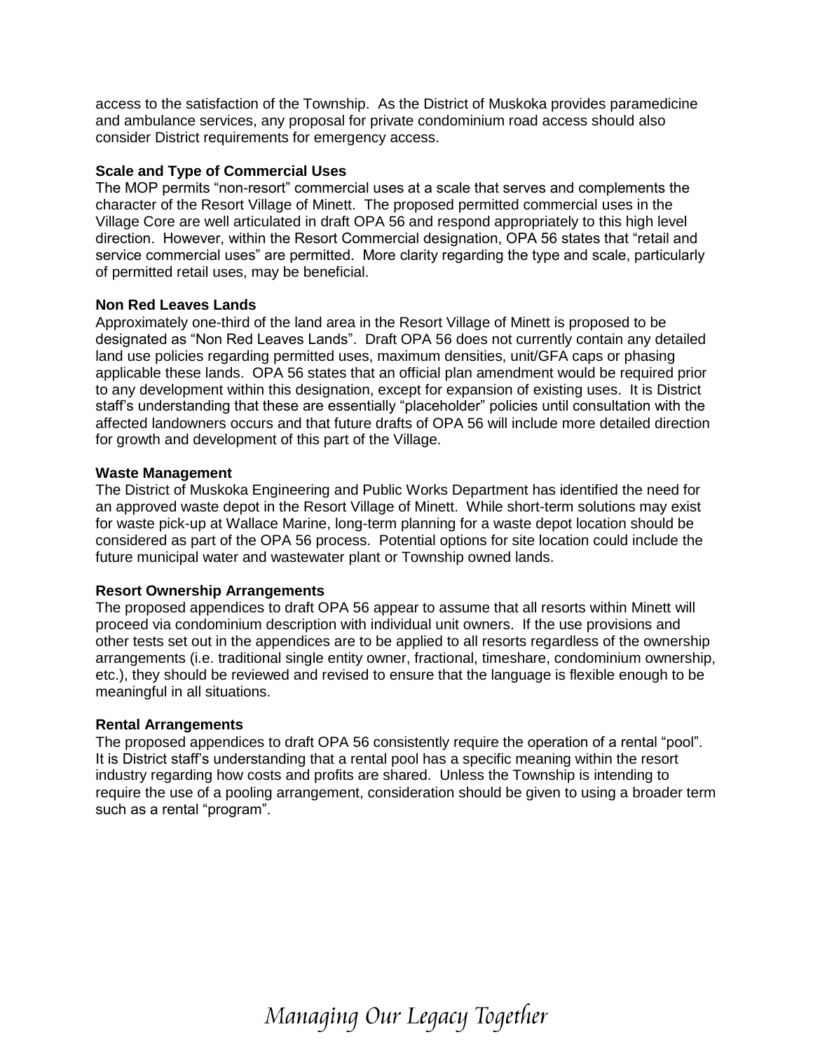access to the satisfaction of the Township. As the District of Muskoka provides paramedicine and ambulance services, any proposal for private condominium road access should also consider District requirements for emergency access.

**Scale and Type of Commercial Uses**

The MOP permits “non-resort” commercial uses at a scale that serves and complements the character of the Resort Village of Minett. The proposed permitted commercial uses in the Village Core are well articulated in draft OPA 56 and respond appropriately to this high level direction. However, within the Resort Commercial designation, OPA 56 states that “retail and service commercial uses” are permitted. More clarity regarding the type and scale, particularly of permitted retail uses, may be beneficial.

**Non Red Leaves Lands**

Approximately one-third of the land area in the Resort Village of Minett is proposed to be designated as “Non Red Leaves Lands”. Draft OPA 56 does not currently contain any detailed land use policies regarding permitted uses, maximum densities, unit/GFA caps or phasing applicable these lands. OPA 56 states that an official plan amendment would be required prior to any development within this designation, except for expansion of existing uses. It is District staff’s understanding that these are essentially “placeholder” policies until consultation with the affected landowners occurs and that future drafts of OPA 56 will include more detailed direction for growth and development of this part of the Village.

**Waste Management**

The District of Muskoka Engineering and Public Works Department has identified the need for an approved waste depot in the Resort Village of Minett. While short-term solutions may exist for waste pick-up at Wallace Marine, long-term planning for a waste depot location should be considered as part of the OPA 56 process. Potential options for site location could include the future municipal water and wastewater plant or Township owned lands.

**Resort Ownership Arrangements**

The proposed appendices to draft OPA 56 appear to assume that all resorts within Minett will proceed via condominium description with individual unit owners. If the use provisions and other tests set out in the appendices are to be applied to all resorts regardless of the ownership arrangements (i.e. traditional single entity owner, fractional, timeshare, condominium ownership, etc.), they should be reviewed and revised to ensure that the language is flexible enough to be meaningful in all situations.

**Rental Arrangements**

The proposed appendices to draft OPA 56 consistently require the operation of a rental “pool”. It is District staff’s understanding that a rental pool has a specific meaning within the resort industry regarding how costs and profits are shared. Unless the Township is intending to require the use of a pooling arrangement, consideration should be given to using a broader term such as a rental “program”.